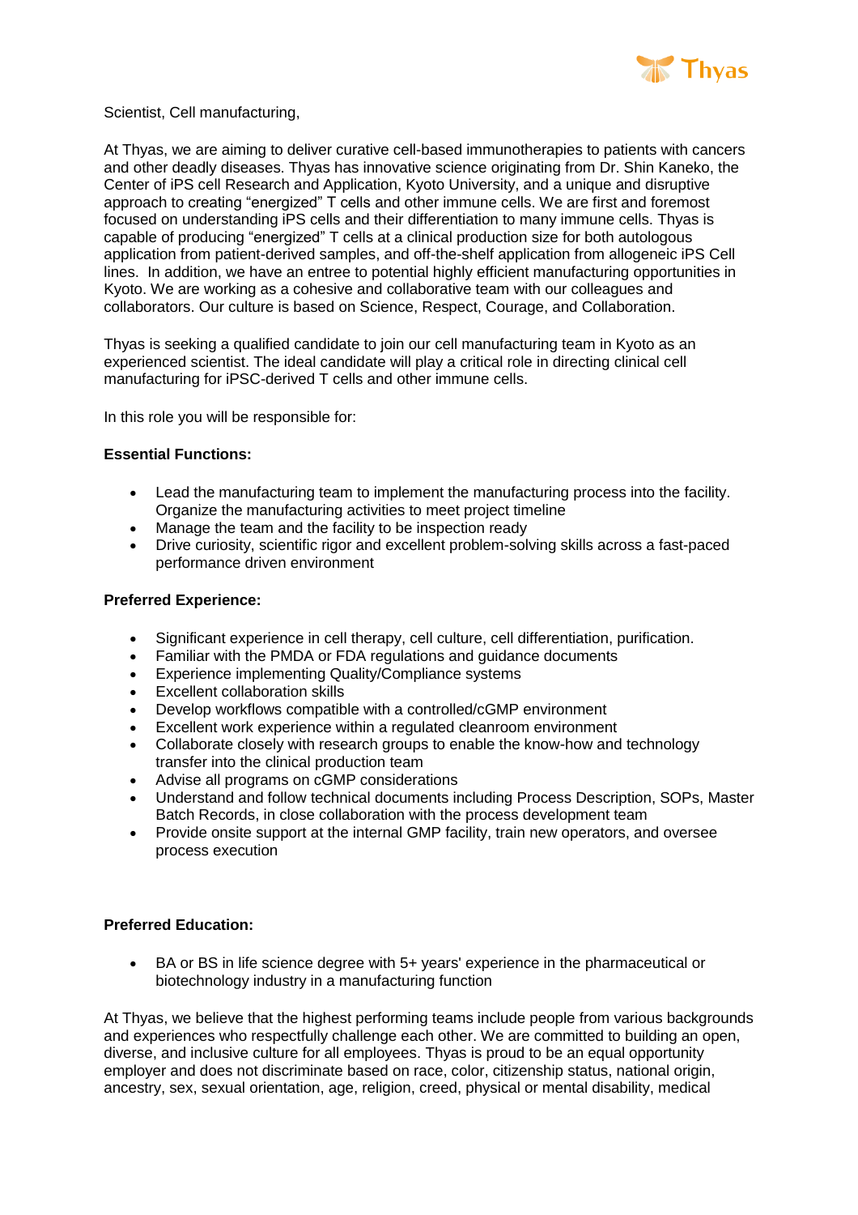Scientist, Cell manufacturing,

At Thyas, we are aiming to deliver curative cell-based immunotherapies to patients with cancers and other deadly diseases. Thyas has innovative science originating from Dr. Shin Kaneko, the Center of iPS cell Research and Application, Kyoto University, and a unique and disruptive approach to creating "energized" T cells and other immune cells. We are first and foremost focused on understanding iPS cells and their differentiation to many immune cells. Thyas is capable of producing "energized" T cells at a clinical production size for both autologous application from patient-derived samples, and off-the-shelf application from allogeneic iPS Cell lines. In addition, we have an entree to potential highly efficient manufacturing opportunities in Kyoto. We are working as a cohesive and collaborative team with our colleagues and collaborators. Our culture is based on Science, Respect, Courage, and Collaboration.

Thyas is seeking a qualified candidate to join our cell manufacturing team in Kyoto as an experienced scientist. The ideal candidate will play a critical role in directing clinical cell manufacturing for iPSC-derived T cells and other immune cells.

In this role you will be responsible for:

**Essential Functions:**

- Lead the manufacturing team to implement the manufacturing process into the facility. Organize the manufacturing activities to meet project timeline
- Manage the team and the facility to be inspection ready
- Drive curiosity, scientific rigor and excellent problem-solving skills across a fast-paced performance driven environment

**Preferred Experience:**

- Significant experience in cell therapy, cell culture, cell differentiation, purification.
- Familiar with the PMDA or FDA regulations and guidance documents
- Experience implementing Quality/Compliance systems
- Excellent collaboration skills
- Develop workflows compatible with a controlled/cGMP environment
- Excellent work experience within a regulated cleanroom environment
- Collaborate closely with research groups to enable the know-how and technology transfer into the clinical production team
- Advise all programs on cGMP considerations
- Understand and follow technical documents including Process Description, SOPs, Master Batch Records, in close collaboration with the process development team
- Provide onsite support at the internal GMP facility, train new operators, and oversee process execution

**Preferred Education:**

- BA or BS in life science degree with 5+ years' experience in the pharmaceutical or biotechnology industry in a manufacturing function

At Thyas, we believe that the highest performing teams include people from various backgrounds and experiences who respectfully challenge each other. We are committed to building an open, diverse, and inclusive culture for all employees. Thyas is proud to be an equal opportunity employer and does not discriminate based on race, color, citizenship status, national origin, ancestry, sex, sexual orientation, age, religion, creed, physical or mental disability, medical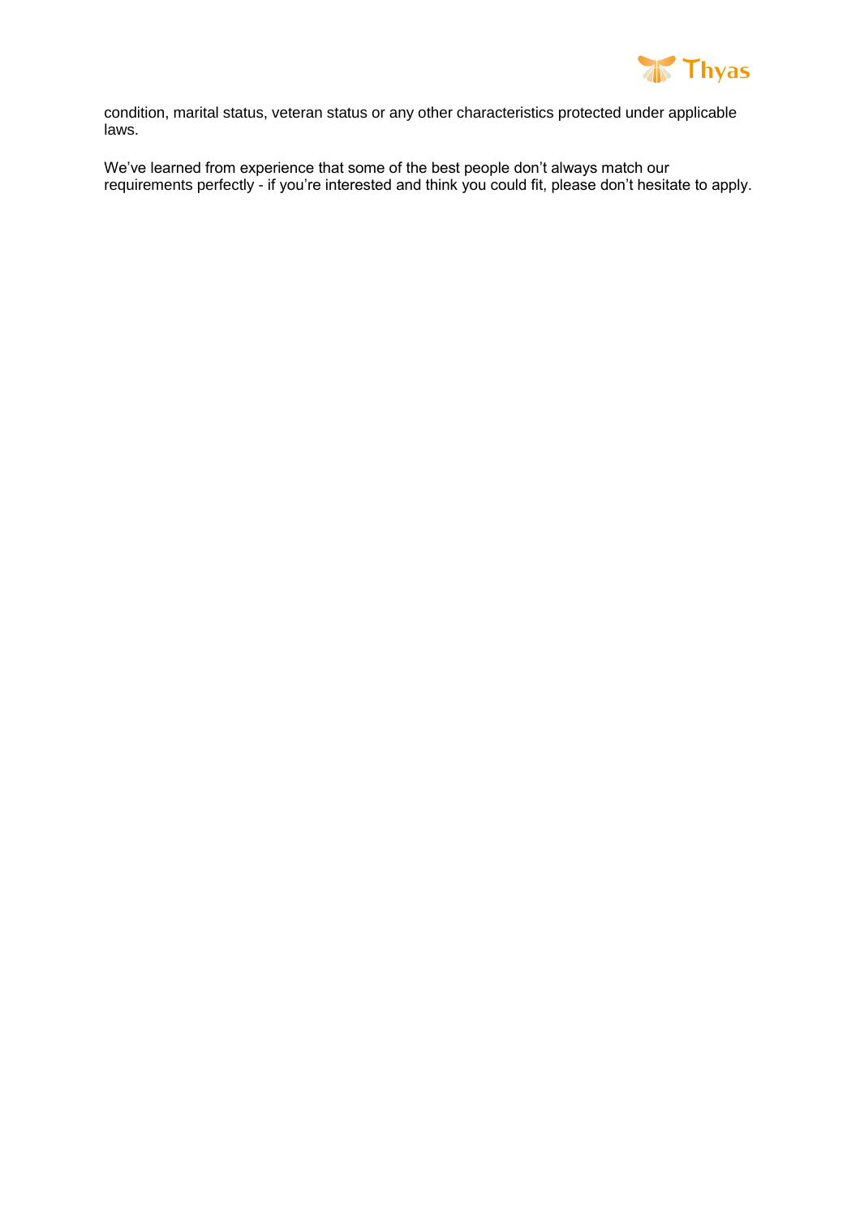condition, marital status, veteran status or any other characteristics protected under applicable laws.

We've learned from experience that some of the best people don't always match our requirements perfectly - if you're interested and think you could fit, please don't hesitate to apply.